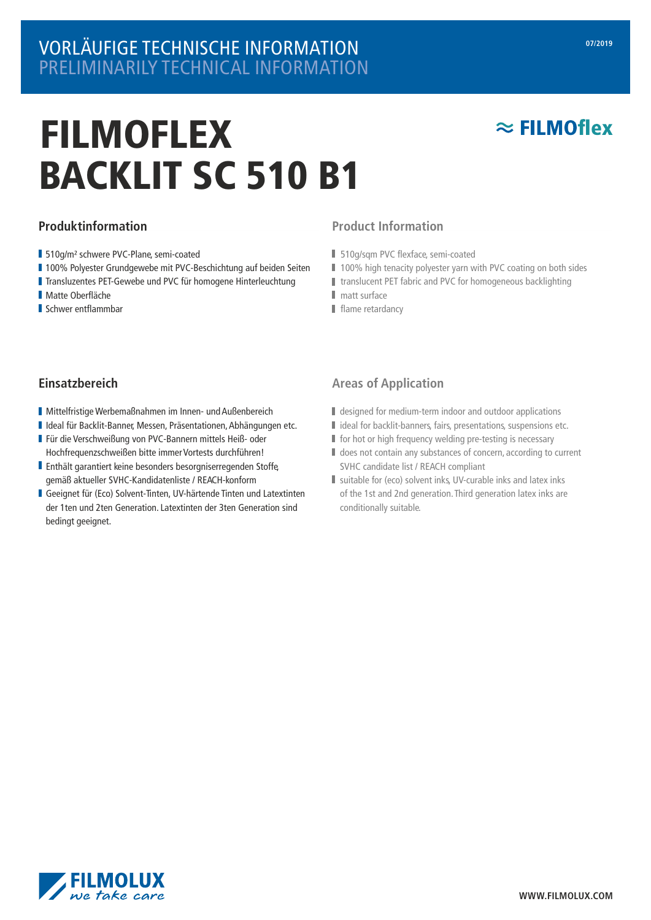# VORLÄUFIGE TECHNISCHE INFORMATION
PRELIMINARILY TECHNICAL INFORMATION

07/2019

# FILMOFLEX BACKLIT SC 510 B1

## Produktinformation

- 510g/m² schwere PVC-Plane, semi-coated
- 100% Polyester Grundgewebe mit PVC-Beschichtung auf beiden Seiten
- Transluzentes PET-Gewebe und PVC für homogene Hinterleuchtung
- Matte Oberfläche
- Schwer entflammbar

## Product Information

- 510g/sqm PVC flexface, semi-coated
- 100% high tenacity polyester yarn with PVC coating on both sides
- translucent PET fabric and PVC for homogeneous backlighting
- matt surface
- flame retardancy

## Einsatzbereich

- Mittelfristige Werbemaßnahmen im Innen- und Außenbereich
- Ideal für Backlit-Banner, Messen, Präsentationen, Abhängungen etc.
- Für die Verschweißung von PVC-Bannern mittels Heiß- oder Hochfrequenzschweißen bitte immer Vortests durchführen!
- Enthält garantiert keine besonders besorgniserregenden Stoffe, gemäß aktueller SVHC-Kandidatenliste / REACH-konform
- Geeignet für (Eco) Solvent-Tinten, UV-härtende Tinten und Latextinten der 1ten und 2ten Generation. Latextinten der 3ten Generation sind bedingt geeignet.

## Areas of Application

- designed for medium-term indoor and outdoor applications
- ideal for backlit-banners, fairs, presentations, suspensions etc.
- for hot or high frequency welding pre-testing is necessary
- does not contain any substances of concern, according to current SVHC candidate list / REACH compliant
- suitable for (eco) solvent inks, UV-curable inks and latex inks of the 1st and 2nd generation. Third generation latex inks are conditionally suitable.

WWW.FILMOLUX.COM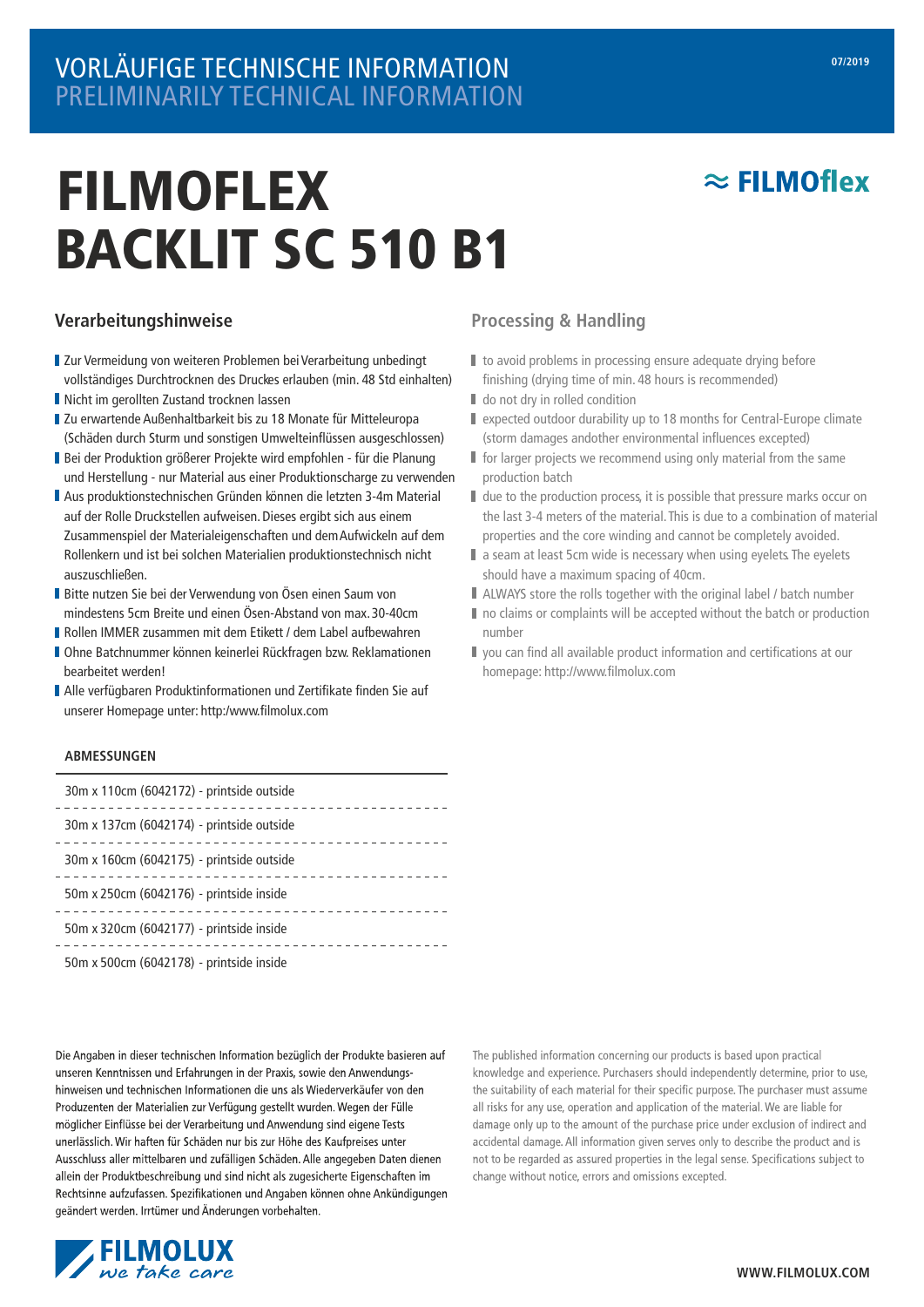VORLÄUFIGE TECHNISCHE INFORMATION
PRELIMINARILY TECHNICAL INFORMATION

07/2019

# FILMOFLEX BACKLIT SC 510 B1

≈ FILMOflex

## Verarbeitungshinweise

- Zur Vermeidung von weiteren Problemen bei Verarbeitung unbedingt vollständiges Durchtrocknen des Druckes erlauben (min. 48 Std einhalten)
- Nicht im gerollten Zustand trocknen lassen
- Zu erwartende Außenhaltbarkeit bis zu 18 Monate für Mitteleuropa (Schäden durch Sturm und sonstigen Umwelteinflüssen ausgeschlossen)
- Bei der Produktion größerer Projekte wird empfohlen - für die Planung und Herstellung - nur Material aus einer Produktionscharge zu verwenden
- Aus produktionstechnischen Gründen können die letzten 3-4m Material auf der Rolle Druckstellen aufweisen. Dieses ergibt sich aus einem Zusammenspiel der Materialeigenschaften und dem Aufwickeln auf dem Rollenkern und ist bei solchen Materialien produktionstechnisch nicht auszuschließen.
- Bitte nutzen Sie bei der Verwendung von Ösen einen Saum von mindestens 5cm Breite und einen Ösen-Abstand von max. 30-40cm
- Rollen IMMER zusammen mit dem Etikett / dem Label aufbewahren
- Ohne Batchnummer können keinerlei Rückfragen bzw. Reklamationen bearbeitet werden!
- Alle verfügbaren Produktinformationen und Zertifikate finden Sie auf unserer Homepage unter: http:/www.filmolux.com

## Processing & Handling

- to avoid problems in processing ensure adequate drying before finishing (drying time of min. 48 hours is recommended)
- do not dry in rolled condition
- expected outdoor durability up to 18 months for Central-Europe climate (storm damages andother environmental influences excepted)
- for larger projects we recommend using only material from the same production batch
- due to the production process, it is possible that pressure marks occur on the last 3-4 meters of the material. This is due to a combination of material properties and the core winding and cannot be completely avoided.
- a seam at least 5cm wide is necessary when using eyelets. The eyelets should have a maximum spacing of 40cm.
- ALWAYS store the rolls together with the original label / batch number
- no claims or complaints will be accepted without the batch or production number
- you can find all available product information and certifications at our homepage: http://www.filmolux.com

### ABMESSUNGEN

| ABMESSUNGEN |
|---|
| 30m x 110cm (6042172) - printside outside |
| 30m x 137cm (6042174) - printside outside |
| 30m x 160cm (6042175) - printside outside |
| 50m x 250cm (6042176) - printside inside |
| 50m x 320cm (6042177) - printside inside |
| 50m x 500cm (6042178) - printside inside |

Die Angaben in dieser technischen Information bezüglich der Produkte basieren auf unseren Kenntnissen und Erfahrungen in der Praxis, sowie den Anwendungshinweisen und technischen Informationen die uns als Wiederverkäufer von den Produzenten der Materialien zur Verfügung gestellt wurden. Wegen der Fülle möglicher Einflüsse bei der Verarbeitung und Anwendung sind eigene Tests unerlässlich. Wir haften für Schäden nur bis zur Höhe des Kaufpreises unter Ausschluss aller mittelbaren und zufälligen Schäden. Alle angegeben Daten dienen allein der Produktbeschreibung und sind nicht als zugesicherte Eigenschaften im Rechtsinne aufzufassen. Spezifikationen und Angaben können ohne Ankündigungen geändert werden. Irrtümer und Änderungen vorbehalten.

The published information concerning our products is based upon practical knowledge and experience. Purchasers should independently determine, prior to use, the suitability of each material for their specific purpose. The purchaser must assume all risks for any use, operation and application of the material. We are liable for damage only up to the amount of the purchase price under exclusion of indirect and accidental damage. All information given serves only to describe the product and is not to be regarded as assured properties in the legal sense. Specifications subject to change without notice, errors and omissions excepted.

FILMOLUX we take care

WWW.FILMOLUX.COM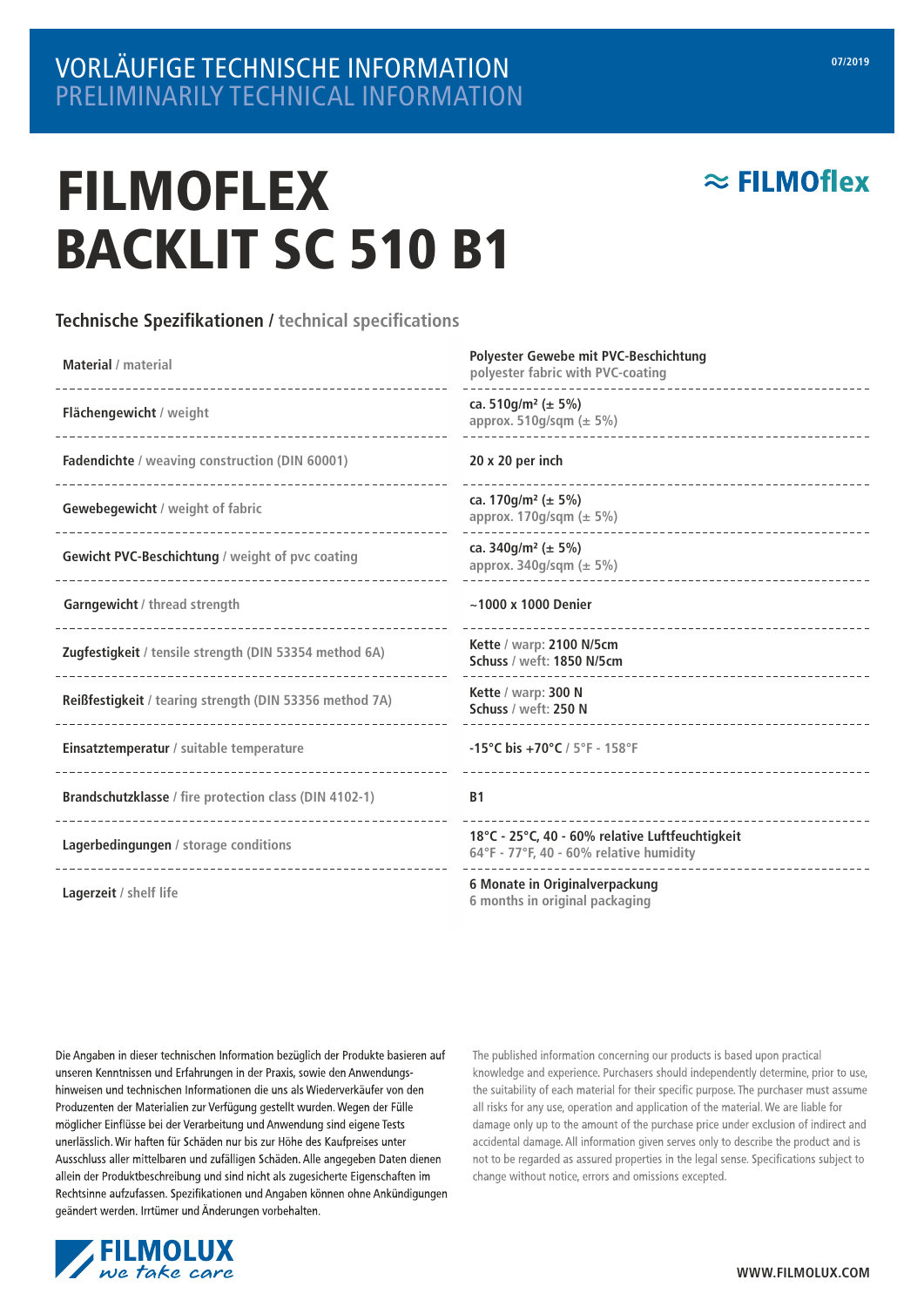# VORLÄUFIGE TECHNISCHE INFORMATION
PRELIMINARILY TECHNICAL INFORMATION

07/2019

# FILMOFLEX BACKLIT SC 510 B1

≈ FILMOflex

## Technische Spezifikationen / technical specifications

| | |
|---|---|
| **Material** / material | **Polyester Gewebe mit PVC-Beschichtung** polyester fabric with PVC-coating |
| **Flächengewicht** / weight | **ca. 510g/m² (± 5%)** approx. 510g/sqm (± 5%) |
| **Fadendichte** / weaving construction (DIN 60001) | **20 x 20 per inch** |
| **Gewebegewicht** / weight of fabric | **ca. 170g/m² (± 5%)** approx. 170g/sqm (± 5%) |
| **Gewicht PVC-Beschichtung** / weight of pvc coating | **ca. 340g/m² (± 5%)** approx. 340g/sqm (± 5%) |
| **Garngewicht** / thread strength | **~1000 x 1000 Denier** |
| **Zugfestigkeit** / tensile strength (DIN 53354 method 6A) | **Kette** / warp: **2100 N/5cm** **Schuss** / weft: **1850 N/5cm** |
| **Reißfestigkeit** / tearing strength (DIN 53356 method 7A) | **Kette** / warp: **300 N** **Schuss** / weft: **250 N** |
| **Einsatztemperatur** / suitable temperature | **-15°C bis +70°C** / 5°F - 158°F |
| **Brandschutzklasse** / fire protection class (DIN 4102-1) | **B1** |
| **Lagerbedingungen** / storage conditions | **18°C - 25°C, 40 - 60% relative Luftfeuchtigkeit** 64°F - 77°F, 40 - 60% relative humidity |
| **Lagerzeit** / shelf life | **6 Monate in Originalverpackung** 6 months in original packaging |

Die Angaben in dieser technischen Information bezüglich der Produkte basieren auf unseren Kenntnissen und Erfahrungen in der Praxis, sowie den Anwendungshinweisen und technischen Informationen die uns als Wiederverkäufer von den Produzenten der Materialien zur Verfügung gestellt wurden. Wegen der Fülle möglicher Einflüsse bei der Verarbeitung und Anwendung sind eigene Tests unerlässlich. Wir haften für Schäden nur bis zur Höhe des Kaufpreises unter Ausschluss aller mittelbaren und zufälligen Schäden. Alle angegeben Daten dienen allein der Produktbeschreibung und sind nicht als zugesicherte Eigenschaften im Rechtsinne aufzufassen. Spezifikationen und Angaben können ohne Ankündigungen geändert werden. Irrtümer und Änderungen vorbehalten.

The published information concerning our products is based upon practical knowledge and experience. Purchasers should independently determine, prior to use, the suitability of each material for their specific purpose. The purchaser must assume all risks for any use, operation and application of the material. We are liable for damage only up to the amount of the purchase price under exclusion of indirect and accidental damage. All information given serves only to describe the product and is not to be regarded as assured properties in the legal sense. Specifications subject to change without notice, errors and omissions excepted.

FILMOLUX we take care

WWW.FILMOLUX.COM